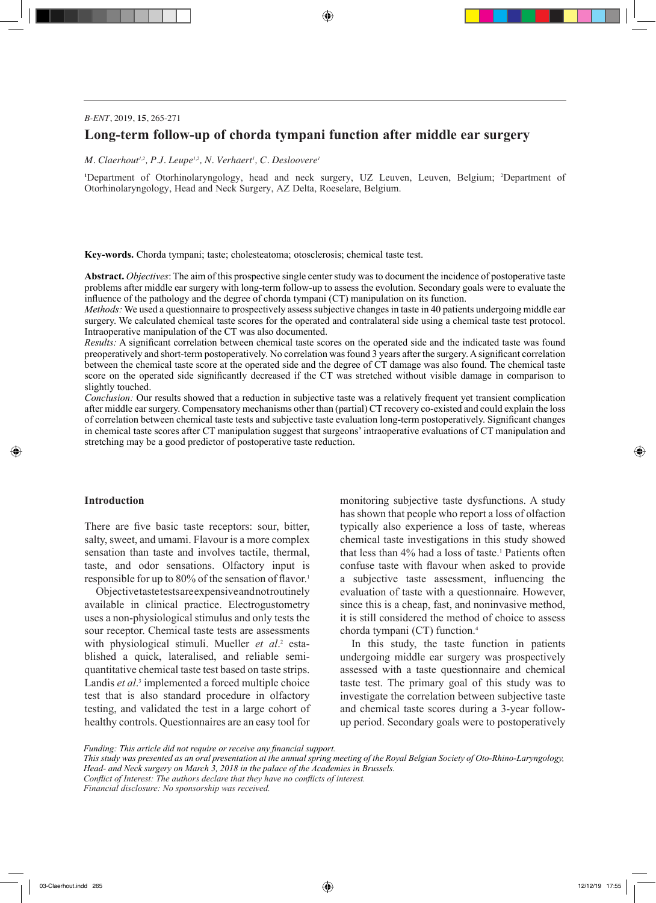# Long-term follow-up of chorda tympani function after middle ear surgery

*M. Claerhout[1,2], P.J. Leupe[1,2], N. Verhaert[1], C. Desloovere[1]*

[1]Department of Otorhinolaryngology, head and neck surgery, UZ Leuven, Leuven, Belgium; [2]Department of Otorhinolaryngology, Head and Neck Surgery, AZ Delta, Roeselare, Belgium.

**Key-words.** Chorda tympani; taste; cholesteatoma; otosclerosis; chemical taste test.

**Abstract.** *Objectives*: The aim of this prospective single center study was to document the incidence of postoperative taste problems after middle ear surgery with long-term follow-up to assess the evolution. Secondary goals were to evaluate the influence of the pathology and the degree of chorda tympani (CT) manipulation on its function.

*Methods:* We used a questionnaire to prospectively assess subjective changes in taste in 40 patients undergoing middle ear surgery. We calculated chemical taste scores for the operated and contralateral side using a chemical taste test protocol. Intraoperative manipulation of the CT was also documented.

*Results:* A significant correlation between chemical taste scores on the operated side and the indicated taste was found preoperatively and short-term postoperatively. No correlation was found 3 years after the surgery. A significant correlation between the chemical taste score at the operated side and the degree of CT damage was also found. The chemical taste score on the operated side significantly decreased if the CT was stretched without visible damage in comparison to slightly touched.

*Conclusion:* Our results showed that a reduction in subjective taste was a relatively frequent yet transient complication after middle ear surgery. Compensatory mechanisms other than (partial) CT recovery co-existed and could explain the loss of correlation between chemical taste tests and subjective taste evaluation long-term postoperatively. Significant changes in chemical taste scores after CT manipulation suggest that surgeons' intraoperative evaluations of CT manipulation and stretching may be a good predictor of postoperative taste reduction.

## Introduction

There are five basic taste receptors: sour, bitter, salty, sweet, and umami. Flavour is a more complex sensation than taste and involves tactile, thermal, taste, and odor sensations. Olfactory input is responsible for up to 80% of the sensation of flavor.[1]

Objective taste tests are expensive and not routinely available in clinical practice. Electrogustometry uses a non-physiological stimulus and only tests the sour receptor. Chemical taste tests are assessments with physiological stimuli. Mueller *et al.*[2] established a quick, lateralised, and reliable semi-quantitative chemical taste test based on taste strips. Landis *et al.*[3] implemented a forced multiple choice test that is also standard procedure in olfactory testing, and validated the test in a large cohort of healthy controls. Questionnaires are an easy tool for monitoring subjective taste dysfunctions. A study has shown that people who report a loss of olfaction typically also experience a loss of taste, whereas chemical taste investigations in this study showed that less than 4% had a loss of taste.[1] Patients often confuse taste with flavour when asked to provide a subjective taste assessment, influencing the evaluation of taste with a questionnaire. However, since this is a cheap, fast, and noninvasive method, it is still considered the method of choice to assess chorda tympani (CT) function.[4]

In this study, the taste function in patients undergoing middle ear surgery was prospectively assessed with a taste questionnaire and chemical taste test. The primary goal of this study was to investigate the correlation between subjective taste and chemical taste scores during a 3-year follow-up period. Secondary goals were to postoperatively

*Funding: This article did not require or receive any financial support.*
*This study was presented as an oral presentation at the annual spring meeting of the Royal Belgian Society of Oto-Rhino-Laryngology, Head- and Neck surgery on March 3, 2018 in the palace of the Academies in Brussels.*
*Conflict of Interest: The authors declare that they have no conflicts of interest.*
*Financial disclosure: No sponsorship was received.*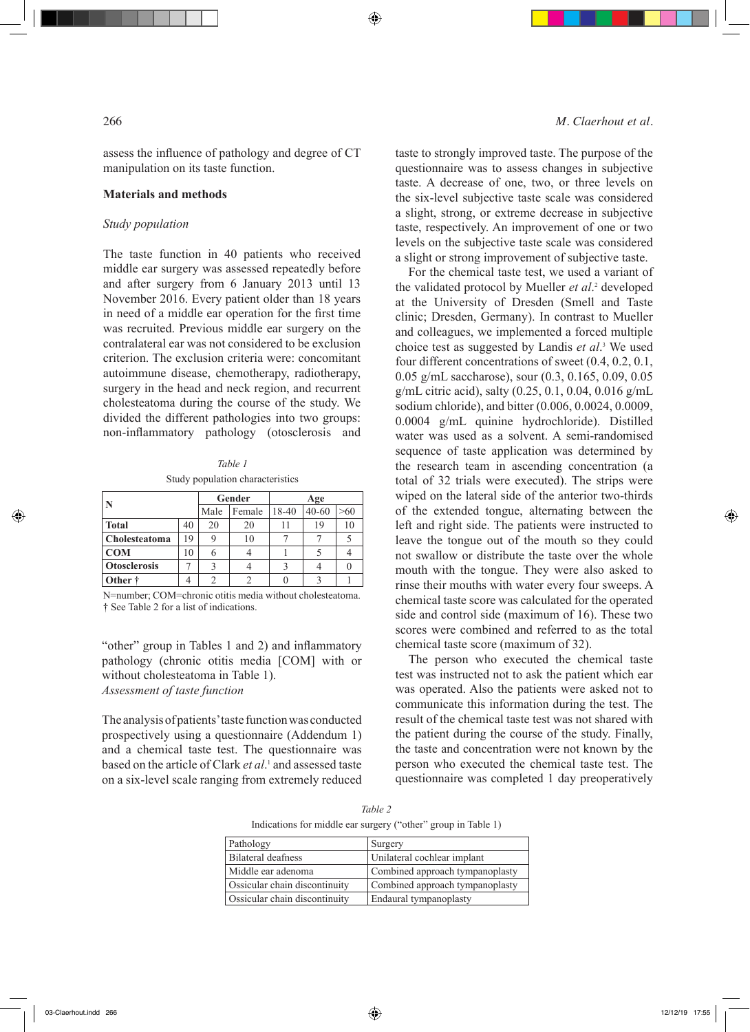assess the influence of pathology and degree of CT manipulation on its taste function.

## Materials and methods

### *Study population*

The taste function in 40 patients who received middle ear surgery was assessed repeatedly before and after surgery from 6 January 2013 until 13 November 2016. Every patient older than 18 years in need of a middle ear operation for the first time was recruited. Previous middle ear surgery on the contralateral ear was not considered to be exclusion criterion. The exclusion criteria were: concomitant autoimmune disease, chemotherapy, radiotherapy, surgery in the head and neck region, and recurrent cholesteatoma during the course of the study. We divided the different pathologies into two groups: non-inflammatory pathology (otosclerosis and "other" group in Tables 1 and 2) and inflammatory pathology (chronic otitis media [COM] with or without cholesteatoma in Table 1).

*Table 1*

Study population characteristics

| N | | Gender | | Age | | |
|---|---|---|---|---|---|---|
| | | Male | Female | 18-40 | 40-60 | >60 |
| **Total** | 40 | 20 | 20 | 11 | 19 | 10 |
| **Cholesteatoma** | 19 | 9 | 10 | 7 | 7 | 5 |
| **COM** | 10 | 6 | 4 | 1 | 5 | 4 |
| **Otosclerosis** | 7 | 3 | 4 | 3 | 4 | 0 |
| **Other †** | 4 | 2 | 2 | 0 | 3 | 1 |

N=number; COM=chronic otitis media without cholesteatoma.
† See Table 2 for a list of indications.

### *Assessment of taste function*

The analysis of patients' taste function was conducted prospectively using a questionnaire (Addendum 1) and a chemical taste test. The questionnaire was based on the article of Clark *et al*.[1] and assessed taste on a six-level scale ranging from extremely reduced taste to strongly improved taste. The purpose of the questionnaire was to assess changes in subjective taste. A decrease of one, two, or three levels on the six-level subjective taste scale was considered a slight, strong, or extreme decrease in subjective taste, respectively. An improvement of one or two levels on the subjective taste scale was considered a slight or strong improvement of subjective taste.

For the chemical taste test, we used a variant of the validated protocol by Mueller *et al*.[2] developed at the University of Dresden (Smell and Taste clinic; Dresden, Germany). In contrast to Mueller and colleagues, we implemented a forced multiple choice test as suggested by Landis *et al*.[3] We used four different concentrations of sweet (0.4, 0.2, 0.1, 0.05 g/mL saccharose), sour (0.3, 0.165, 0.09, 0.05 g/mL citric acid), salty (0.25, 0.1, 0.04, 0.016 g/mL sodium chloride), and bitter (0.006, 0.0024, 0.0009, 0.0004 g/mL quinine hydrochloride). Distilled water was used as a solvent. A semi-randomised sequence of taste application was determined by the research team in ascending concentration (a total of 32 trials were executed). The strips were wiped on the lateral side of the anterior two-thirds of the extended tongue, alternating between the left and right side. The patients were instructed to leave the tongue out of the mouth so they could not swallow or distribute the taste over the whole mouth with the tongue. They were also asked to rinse their mouths with water every four sweeps. A chemical taste score was calculated for the operated side and control side (maximum of 16). These two scores were combined and referred to as the total chemical taste score (maximum of 32).

The person who executed the chemical taste test was instructed not to ask the patient which ear was operated. Also the patients were asked not to communicate this information during the test. The result of the chemical taste test was not shared with the patient during the course of the study. Finally, the taste and concentration were not known by the person who executed the chemical taste test. The questionnaire was completed 1 day preoperatively

*Table 2*

Indications for middle ear surgery ("other" group in Table 1)

| Pathology | Surgery |
|---|---|
| Bilateral deafness | Unilateral cochlear implant |
| Middle ear adenoma | Combined approach tympanoplasty |
| Ossicular chain discontinuity | Combined approach tympanoplasty |
| Ossicular chain discontinuity | Endaural tympanoplasty |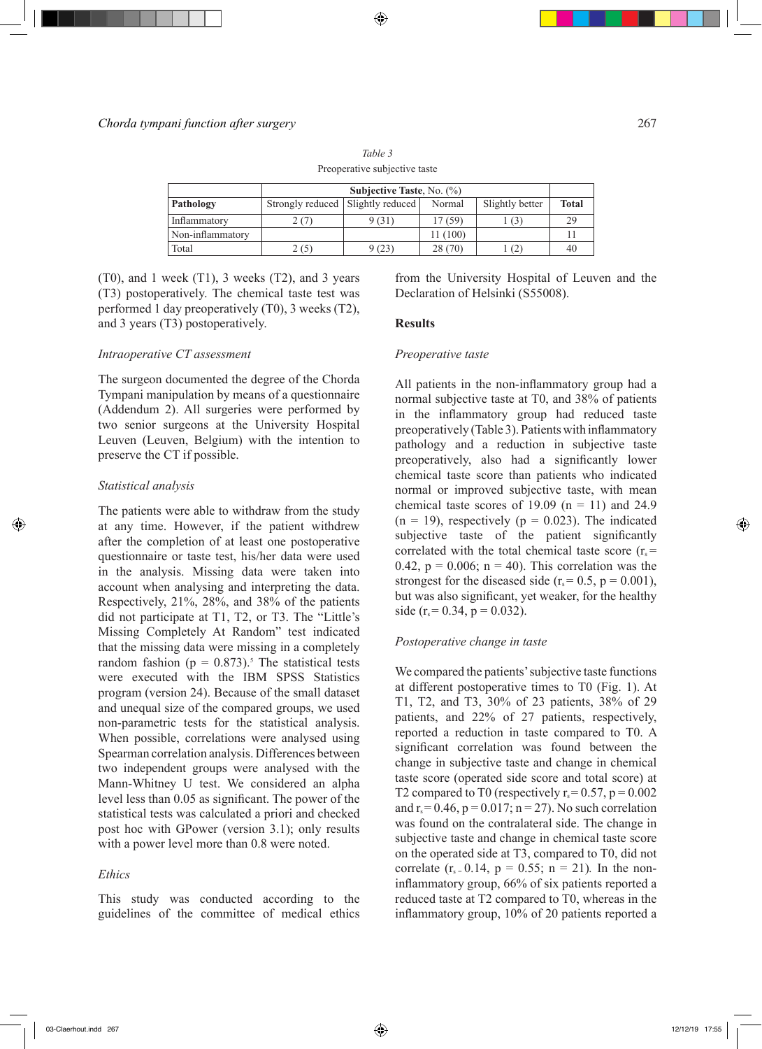*Table 3*
Preoperative subjective taste

| | Subjective Taste, No. (%) | | | | |
|---|---|---|---|---|---|
| **Pathology** | Strongly reduced | Slightly reduced | Normal | Slightly better | **Total** |
| Inflammatory | 2 (7) | 9 (31) | 17 (59) | 1 (3) | 29 |
| Non-inflammatory | | | 11 (100) | | 11 |
| Total | 2 (5) | 9 (23) | 28 (70) | 1 (2) | 40 |

(T0), and 1 week (T1), 3 weeks (T2), and 3 years (T3) postoperatively. The chemical taste test was performed 1 day preoperatively (T0), 3 weeks (T2), and 3 years (T3) postoperatively.

### *Intraoperative CT assessment*

The surgeon documented the degree of the Chorda Tympani manipulation by means of a questionnaire (Addendum 2). All surgeries were performed by two senior surgeons at the University Hospital Leuven (Leuven, Belgium) with the intention to preserve the CT if possible.

### *Statistical analysis*

The patients were able to withdraw from the study at any time. However, if the patient withdrew after the completion of at least one postoperative questionnaire or taste test, his/her data were used in the analysis. Missing data were taken into account when analysing and interpreting the data. Respectively, 21%, 28%, and 38% of the patients did not participate at T1, T2, or T3. The "Little's Missing Completely At Random" test indicated that the missing data were missing in a completely random fashion ($p = 0.873$).[5] The statistical tests were executed with the IBM SPSS Statistics program (version 24). Because of the small dataset and unequal size of the compared groups, we used non-parametric tests for the statistical analysis. When possible, correlations were analysed using Spearman correlation analysis. Differences between two independent groups were analysed with the Mann-Whitney U test. We considered an alpha level less than 0.05 as significant. The power of the statistical tests was calculated a priori and checked post hoc with GPower (version 3.1); only results with a power level more than 0.8 were noted.

### *Ethics*

This study was conducted according to the guidelines of the committee of medical ethics from the University Hospital of Leuven and the Declaration of Helsinki (S55008).

## Results

### *Preoperative taste*

All patients in the non-inflammatory group had a normal subjective taste at T0, and 38% of patients in the inflammatory group had reduced taste preoperatively (Table 3). Patients with inflammatory pathology and a reduction in subjective taste preoperatively, also had a significantly lower chemical taste score than patients who indicated normal or improved subjective taste, with mean chemical taste scores of 19.09 ($n = 11$) and 24.9 ($n = 19$), respectively ($p = 0.023$). The indicated subjective taste of the patient significantly correlated with the total chemical taste score ($r_s = 0.42$, $p = 0.006$; $n = 40$). This correlation was the strongest for the diseased side ($r_s = 0.5$, $p = 0.001$), but was also significant, yet weaker, for the healthy side ($r_s = 0.34$, $p = 0.032$).

### *Postoperative change in taste*

We compared the patients' subjective taste functions at different postoperative times to T0 (Fig. 1). At T1, T2, and T3, 30% of 23 patients, 38% of 29 patients, and 22% of 27 patients, respectively, reported a reduction in taste compared to T0. A significant correlation was found between the change in subjective taste and change in chemical taste score (operated side score and total score) at T2 compared to T0 (respectively $r_s = 0.57$, $p = 0.002$ and $r_s = 0.46$, $p = 0.017$; $n = 27$). No such correlation was found on the contralateral side. The change in subjective taste and change in chemical taste score on the operated side at T3, compared to T0, did not correlate ($r_s = 0.14$, $p = 0.55$; $n = 21$). In the non-inflammatory group, 66% of six patients reported a reduced taste at T2 compared to T0, whereas in the inflammatory group, 10% of 20 patients reported a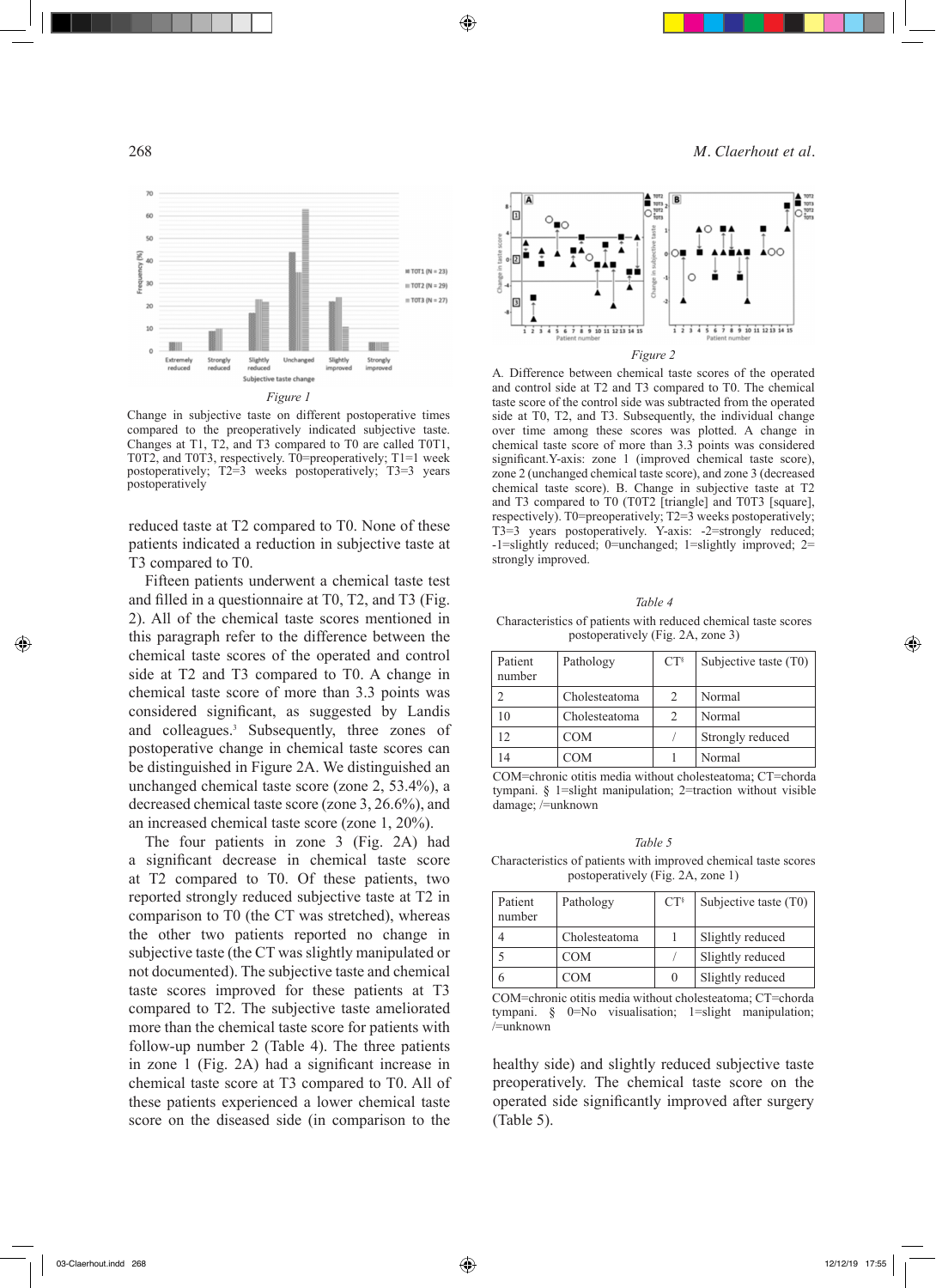Figure 1

Change in subjective taste on different postoperative times compared to the preoperatively indicated subjective taste. Changes at T1, T2, and T3 compared to T0 are called T0T1, T0T2, and T0T3, respectively. T0=preoperatively; T1=1 week postoperatively; T2=3 weeks postoperatively; T3=3 years postoperatively

reduced taste at T2 compared to T0. None of these patients indicated a reduction in subjective taste at T3 compared to T0.

Fifteen patients underwent a chemical taste test and filled in a questionnaire at T0, T2, and T3 (Fig. 2). All of the chemical taste scores mentioned in this paragraph refer to the difference between the chemical taste scores of the operated and control side at T2 and T3 compared to T0. A change in chemical taste score of more than 3.3 points was considered significant, as suggested by Landis and colleagues.[3] Subsequently, three zones of postoperative change in chemical taste scores can be distinguished in Figure 2A. We distinguished an unchanged chemical taste score (zone 2, 53.4%), a decreased chemical taste score (zone 3, 26.6%), and an increased chemical taste score (zone 1, 20%).

The four patients in zone 3 (Fig. 2A) had a significant decrease in chemical taste score at T2 compared to T0. Of these patients, two reported strongly reduced subjective taste at T2 in comparison to T0 (the CT was stretched), whereas the other two patients reported no change in subjective taste (the CT was slightly manipulated or not documented). The subjective taste and chemical taste scores improved for these patients at T3 compared to T2. The subjective taste ameliorated more than the chemical taste score for patients with follow-up number 2 (Table 4). The three patients in zone 1 (Fig. 2A) had a significant increase in chemical taste score at T3 compared to T0. All of these patients experienced a lower chemical taste score on the diseased side (in comparison to the healthy side) and slightly reduced subjective taste preoperatively. The chemical taste score on the operated side significantly improved after surgery (Table 5).

Figure 2

A. Difference between chemical taste scores of the operated and control side at T2 and T3 compared to T0. The chemical taste score of the control side was subtracted from the operated side at T0, T2, and T3. Subsequently, the individual change over time among these scores was plotted. A change in chemical taste score of more than 3.3 points was considered significant. Y-axis: zone 1 (improved chemical taste score), zone 2 (unchanged chemical taste score), and zone 3 (decreased chemical taste score). B. Change in subjective taste at T2 and T3 compared to T0 (T0T2 [triangle] and T0T3 [square], respectively). T0=preoperatively; T2=3 weeks postoperatively; T3=3 years postoperatively. Y-axis: -2=strongly reduced; -1=slightly reduced; 0=unchanged; 1=slightly improved; 2= strongly improved.

Table 4

Characteristics of patients with reduced chemical taste scores postoperatively (Fig. 2A, zone 3)

| Patient number | Pathology | CT§ | Subjective taste (T0) |
|---|---|---|---|
| 2 | Cholesteatoma | 2 | Normal |
| 10 | Cholesteatoma | 2 | Normal |
| 12 | COM | / | Strongly reduced |
| 14 | COM | 1 | Normal |

COM=chronic otitis media without cholesteatoma; CT=chorda tympani. § 1=slight manipulation; 2=traction without visible damage; /=unknown

Table 5

Characteristics of patients with improved chemical taste scores postoperatively (Fig. 2A, zone 1)

| Patient number | Pathology | CT§ | Subjective taste (T0) |
|---|---|---|---|
| 4 | Cholesteatoma | 1 | Slightly reduced |
| 5 | COM | / | Slightly reduced |
| 6 | COM | 0 | Slightly reduced |

COM=chronic otitis media without cholesteatoma; CT=chorda tympani. § 0=No visualisation; 1=slight manipulation; /=unknown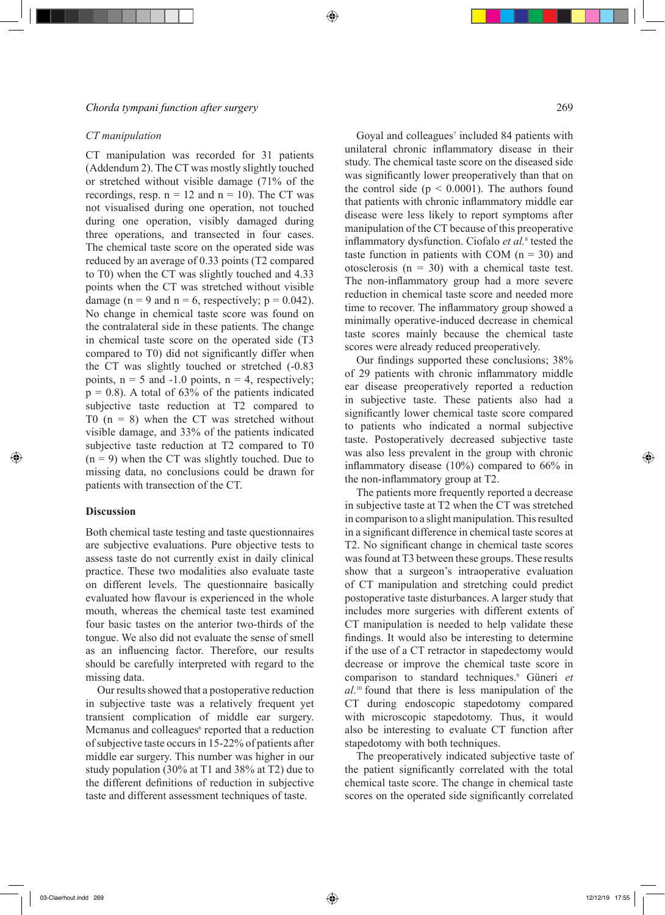*CT manipulation*

CT manipulation was recorded for 31 patients (Addendum 2). The CT was mostly slightly touched or stretched without visible damage (71% of the recordings, resp. n = 12 and n = 10). The CT was not visualised during one operation, not touched during one operation, visibly damaged during three operations, and transected in four cases. The chemical taste score on the operated side was reduced by an average of 0.33 points (T2 compared to T0) when the CT was slightly touched and 4.33 points when the CT was stretched without visible damage (n = 9 and n = 6, respectively; p = 0.042). No change in chemical taste score was found on the contralateral side in these patients. The change in chemical taste score on the operated side (T3 compared to T0) did not significantly differ when the CT was slightly touched or stretched (-0.83 points, n = 5 and -1.0 points, n = 4, respectively; p = 0.8). A total of 63% of the patients indicated subjective taste reduction at T2 compared to T0 (n = 8) when the CT was stretched without visible damage, and 33% of the patients indicated subjective taste reduction at T2 compared to T0 (n = 9) when the CT was slightly touched. Due to missing data, no conclusions could be drawn for patients with transection of the CT.

## Discussion

Both chemical taste testing and taste questionnaires are subjective evaluations. Pure objective tests to assess taste do not currently exist in daily clinical practice. These two modalities also evaluate taste on different levels. The questionnaire basically evaluated how flavour is experienced in the whole mouth, whereas the chemical taste test examined four basic tastes on the anterior two-thirds of the tongue. We also did not evaluate the sense of smell as an influencing factor. Therefore, our results should be carefully interpreted with regard to the missing data.

Our results showed that a postoperative reduction in subjective taste was a relatively frequent yet transient complication of middle ear surgery. Mcmanus and colleagues[6] reported that a reduction of subjective taste occurs in 15-22% of patients after middle ear surgery. This number was higher in our study population (30% at T1 and 38% at T2) due to the different definitions of reduction in subjective taste and different assessment techniques of taste.

Goyal and colleagues[7] included 84 patients with unilateral chronic inflammatory disease in their study. The chemical taste score on the diseased side was significantly lower preoperatively than that on the control side (p < 0.0001). The authors found that patients with chronic inflammatory middle ear disease were less likely to report symptoms after manipulation of the CT because of this preoperative inflammatory dysfunction. Ciofalo *et al.*[8] tested the taste function in patients with COM (n = 30) and otosclerosis (n = 30) with a chemical taste test. The non-inflammatory group had a more severe reduction in chemical taste score and needed more time to recover. The inflammatory group showed a minimally operative-induced decrease in chemical taste scores mainly because the chemical taste scores were already reduced preoperatively.

Our findings supported these conclusions; 38% of 29 patients with chronic inflammatory middle ear disease preoperatively reported a reduction in subjective taste. These patients also had a significantly lower chemical taste score compared to patients who indicated a normal subjective taste. Postoperatively decreased subjective taste was also less prevalent in the group with chronic inflammatory disease (10%) compared to 66% in the non-inflammatory group at T2.

The patients more frequently reported a decrease in subjective taste at T2 when the CT was stretched in comparison to a slight manipulation. This resulted in a significant difference in chemical taste scores at T2. No significant change in chemical taste scores was found at T3 between these groups. These results show that a surgeon's intraoperative evaluation of CT manipulation and stretching could predict postoperative taste disturbances. A larger study that includes more surgeries with different extents of CT manipulation is needed to help validate these findings. It would also be interesting to determine if the use of a CT retractor in stapedectomy would decrease or improve the chemical taste score in comparison to standard techniques.[9] Güneri *et al*.[10] found that there is less manipulation of the CT during endoscopic stapedotomy compared with microscopic stapedotomy. Thus, it would also be interesting to evaluate CT function after stapedotomy with both techniques.

The preoperatively indicated subjective taste of the patient significantly correlated with the total chemical taste score. The change in chemical taste scores on the operated side significantly correlated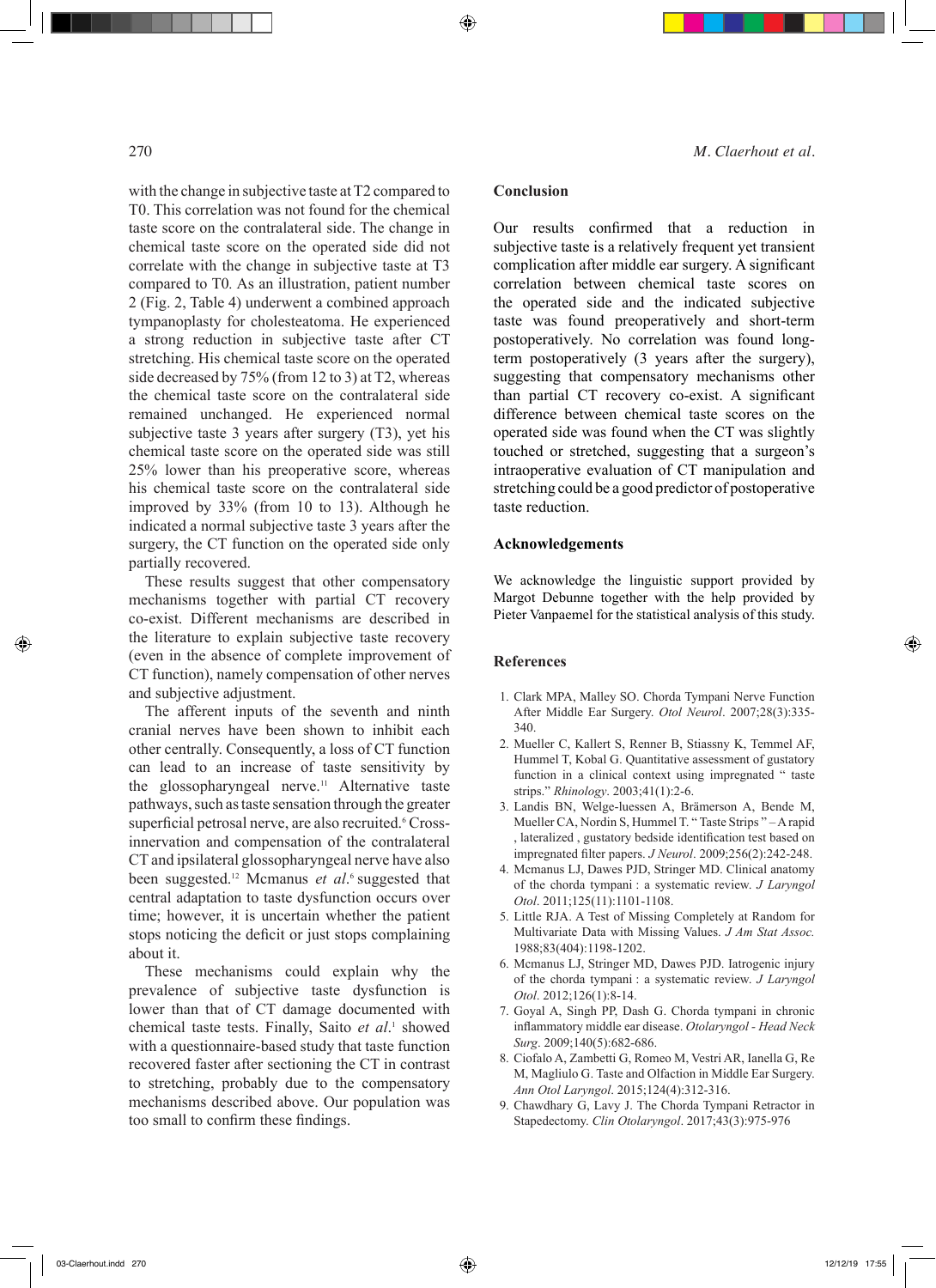with the change in subjective taste at T2 compared to T0. This correlation was not found for the chemical taste score on the contralateral side. The change in chemical taste score on the operated side did not correlate with the change in subjective taste at T3 compared to T0. As an illustration, patient number 2 (Fig. 2, Table 4) underwent a combined approach tympanoplasty for cholesteatoma. He experienced a strong reduction in subjective taste after CT stretching. His chemical taste score on the operated side decreased by 75% (from 12 to 3) at T2, whereas the chemical taste score on the contralateral side remained unchanged. He experienced normal subjective taste 3 years after surgery (T3), yet his chemical taste score on the operated side was still 25% lower than his preoperative score, whereas his chemical taste score on the contralateral side improved by 33% (from 10 to 13). Although he indicated a normal subjective taste 3 years after the surgery, the CT function on the operated side only partially recovered.

These results suggest that other compensatory mechanisms together with partial CT recovery co-exist. Different mechanisms are described in the literature to explain subjective taste recovery (even in the absence of complete improvement of CT function), namely compensation of other nerves and subjective adjustment.

The afferent inputs of the seventh and ninth cranial nerves have been shown to inhibit each other centrally. Consequently, a loss of CT function can lead to an increase of taste sensitivity by the glossopharyngeal nerve.[11] Alternative taste pathways, such as taste sensation through the greater superficial petrosal nerve, are also recruited.[6] Cross-innervation and compensation of the contralateral CT and ipsilateral glossopharyngeal nerve have also been suggested.[12] Mcmanus *et al*.[6] suggested that central adaptation to taste dysfunction occurs over time; however, it is uncertain whether the patient stops noticing the deficit or just stops complaining about it.

These mechanisms could explain why the prevalence of subjective taste dysfunction is lower than that of CT damage documented with chemical taste tests. Finally, Saito *et al*.[1] showed with a questionnaire-based study that taste function recovered faster after sectioning the CT in contrast to stretching, probably due to the compensatory mechanisms described above. Our population was too small to confirm these findings.

## Conclusion

Our results confirmed that a reduction in subjective taste is a relatively frequent yet transient complication after middle ear surgery. A significant correlation between chemical taste scores on the operated side and the indicated subjective taste was found preoperatively and short-term postoperatively. No correlation was found long-term postoperatively (3 years after the surgery), suggesting that compensatory mechanisms other than partial CT recovery co-exist. A significant difference between chemical taste scores on the operated side was found when the CT was slightly touched or stretched, suggesting that a surgeon's intraoperative evaluation of CT manipulation and stretching could be a good predictor of postoperative taste reduction.

## Acknowledgements

We acknowledge the linguistic support provided by Margot Debunne together with the help provided by Pieter Vanpaemel for the statistical analysis of this study.

## References

1. Clark MPA, Malley SO. Chorda Tympani Nerve Function After Middle Ear Surgery. *Otol Neurol*. 2007;28(3):335-340.
2. Mueller C, Kallert S, Renner B, Stiassny K, Temmel AF, Hummel T, Kobal G. Quantitative assessment of gustatory function in a clinical context using impregnated " taste strips." *Rhinology*. 2003;41(1):2-6.
3. Landis BN, Welge-luessen A, Brämerson A, Bende M, Mueller CA, Nordin S, Hummel T. " Taste Strips " – A rapid , lateralized , gustatory bedside identification test based on impregnated filter papers. *J Neurol*. 2009;256(2):242-248.
4. Mcmanus LJ, Dawes PJD, Stringer MD. Clinical anatomy of the chorda tympani : a systematic review. *J Laryngol Otol*. 2011;125(11):1101-1108.
5. Little RJA. A Test of Missing Completely at Random for Multivariate Data with Missing Values. *J Am Stat Assoc.* 1988;83(404):1198-1202.
6. Mcmanus LJ, Stringer MD, Dawes PJD. Iatrogenic injury of the chorda tympani : a systematic review. *J Laryngol Otol*. 2012;126(1):8-14.
7. Goyal A, Singh PP, Dash G. Chorda tympani in chronic inflammatory middle ear disease. *Otolaryngol - Head Neck Surg*. 2009;140(5):682-686.
8. Ciofalo A, Zambetti G, Romeo M, Vestri AR, Ianella G, Re M, Magliulo G. Taste and Olfaction in Middle Ear Surgery. *Ann Otol Laryngol*. 2015;124(4):312-316.
9. Chawdhary G, Lavy J. The Chorda Tympani Retractor in Stapedectomy. *Clin Otolaryngol*. 2017;43(3):975-976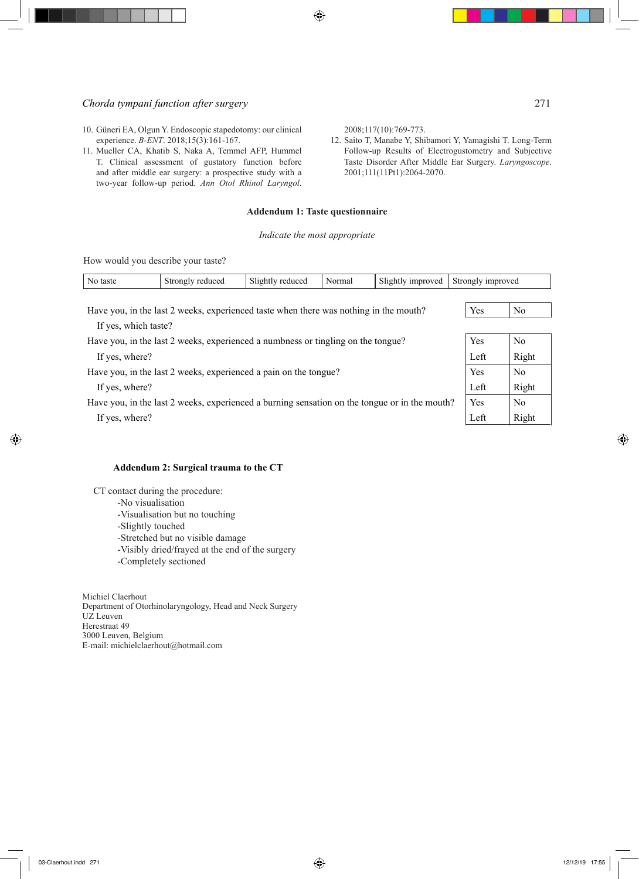10. Güneri EA, Olgun Y. Endoscopic stapedotomy: our clinical experience. *B-ENT*. 2018;15(3):161-167.
11. Mueller CA, Khatib S, Naka A, Temmel AFP, Hummel T. Clinical assessment of gustatory function before and after middle ear surgery: a prospective study with a two-year follow-up period. *Ann Otol Rhinol Laryngol*. 2008;117(10):769-773.
12. Saito T, Manabe Y, Shibamori Y, Yamagishi T. Long-Term Follow-up Results of Electrogustometry and Subjective Taste Disorder After Middle Ear Surgery. *Laryngoscope*. 2001;111(11Pt1):2064-2070.

## Addendum 1: Taste questionnaire

*Indicate the most appropriate*

How would you describe your taste?

| | | | | | |
|---|---|---|---|---|---|
| No taste | Strongly reduced | Slightly reduced | Normal | Slightly improved | Strongly improved |

| | | |
|---|---|---|
| Have you, in the last 2 weeks, experienced taste when there was nothing in the mouth? | Yes | No |
| If yes, which taste? | | |
| Have you, in the last 2 weeks, experienced a numbness or tingling on the tongue? | Yes | No |
| If yes, where? | Left | Right |
| Have you, in the last 2 weeks, experienced a pain on the tongue? | Yes | No |
| If yes, where? | Left | Right |
| Have you, in the last 2 weeks, experienced a burning sensation on the tongue or in the mouth? | Yes | No |
| If yes, where? | Left | Right |

## Addendum 2: Surgical trauma to the CT

CT contact during the procedure:

- -No visualisation
- -Visualisation but no touching
- -Slightly touched
- -Stretched but no visible damage
- -Visibly dried/frayed at the end of the surgery
- -Completely sectioned

Michiel Claerhout
Department of Otorhinolaryngology, Head and Neck Surgery
UZ Leuven
Herestraat 49
3000 Leuven, Belgium
E-mail: michielclaerhout@hotmail.com